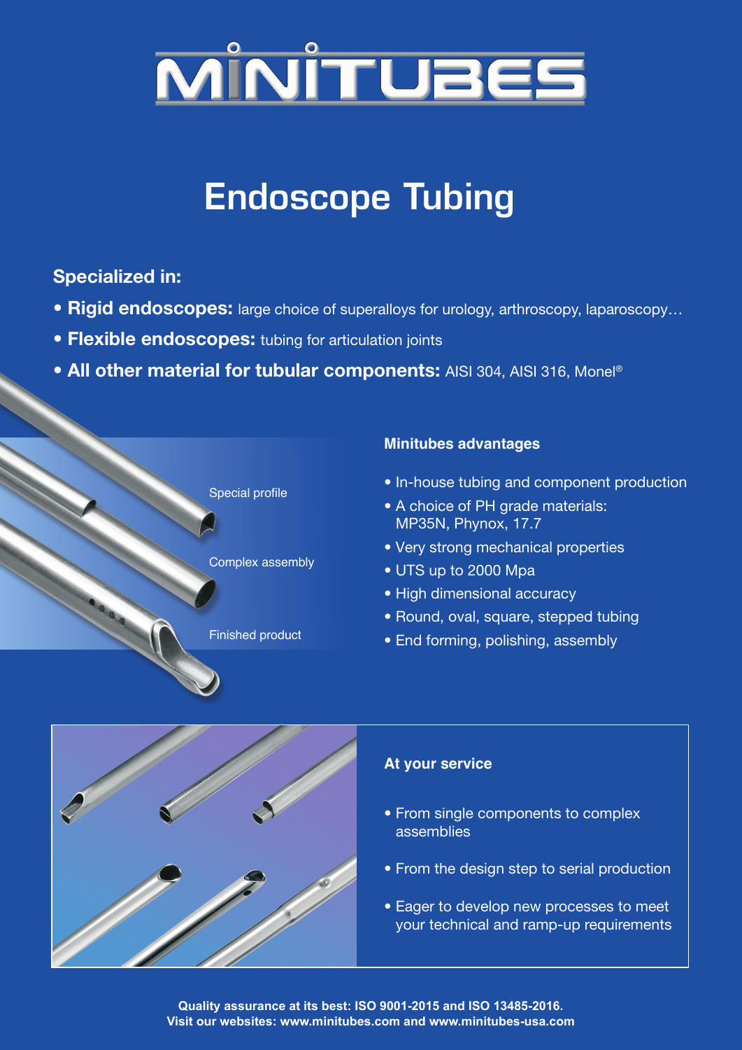# MINITUBES

## Endoscope Tubing

### Specialized in:

- **Rigid endoscopes:** large choice of superalloys for urology, arthroscopy, laparoscopy…
- **Flexible endoscopes:** tubing for articulation joints
- **All other material for tubular components:** AISI 304, AISI 316, Monel®

Special profile

Complex assembly

Finished product

### Minitubes advantages

- In-house tubing and component production
- A choice of PH grade materials: MP35N, Phynox, 17.7
- Very strong mechanical properties
- UTS up to 2000 Mpa
- High dimensional accuracy
- Round, oval, square, stepped tubing
- End forming, polishing, assembly

### At your service

- From single components to complex assemblies
- From the design step to serial production
- Eager to develop new processes to meet your technical and ramp-up requirements

**Quality assurance at its best: ISO 9001-2015 and ISO 13485-2016.**
**Visit our websites: www.minitubes.com and www.minitubes-usa.com**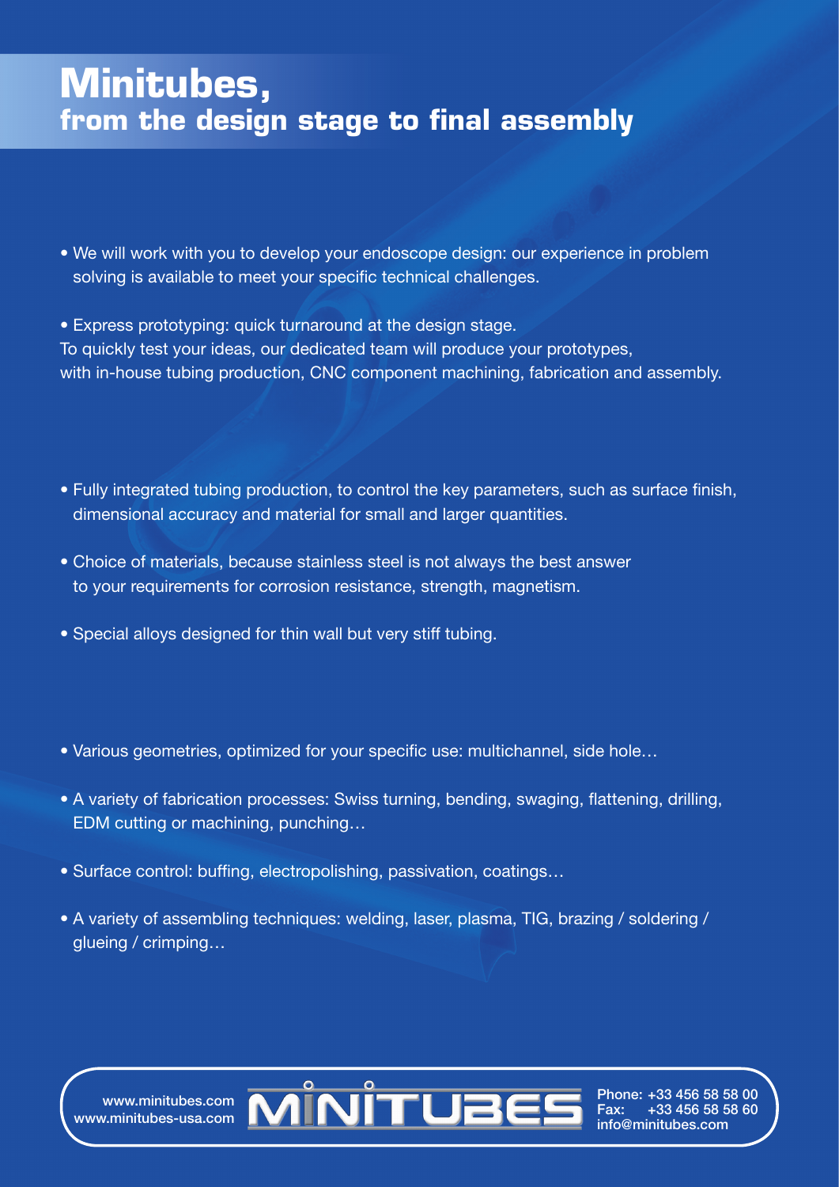# Minitubes,
## from the design stage to final assembly

- We will work with you to develop your endoscope design: our experience in problem solving is available to meet your specific technical challenges.

- Express prototyping: quick turnaround at the design stage.
To quickly test your ideas, our dedicated team will produce your prototypes, with in-house tubing production, CNC component machining, fabrication and assembly.

- Fully integrated tubing production, to control the key parameters, such as surface finish, dimensional accuracy and material for small and larger quantities.

- Choice of materials, because stainless steel is not always the best answer to your requirements for corrosion resistance, strength, magnetism.

- Special alloys designed for thin wall but very stiff tubing.

- Various geometries, optimized for your specific use: multichannel, side hole…

- A variety of fabrication processes: Swiss turning, bending, swaging, flattening, drilling, EDM cutting or machining, punching…

- Surface control: buffing, electropolishing, passivation, coatings…

- A variety of assembling techniques: welding, laser, plasma, TIG, brazing / soldering / glueing / crimping…

www.minitubes.com
www.minitubes-usa.com

MINITUBES

Phone: +33 456 58 58 00
Fax: +33 456 58 58 60
info@minitubes.com